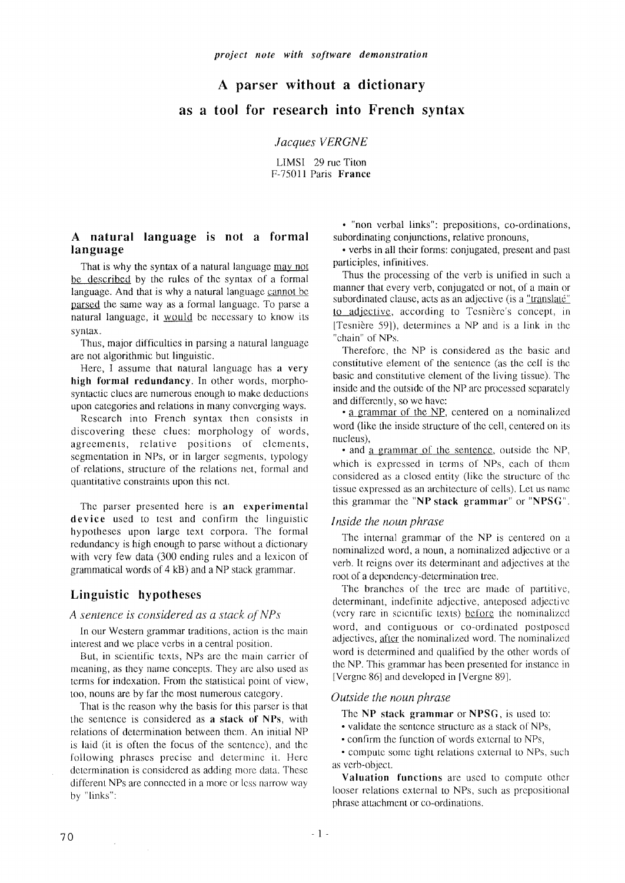*project note with software demonstration*

# A parser without a dictionary as a tool for research into French syntax

*Jacques VERGNE*

LIMSI 29 rue Titon
F-75011 Paris **France**

## A natural language is not a formal language

That is why the syntax of a natural language may not be described by the rules of the syntax of a formal language. And that is why a natural language cannot be parsed the same way as a formal language. To parse a natural language, it would be necessary to know its syntax.

Thus, major difficulties in parsing a natural language are not algorithmic but linguistic.

Here, I assume that natural language has **a very high formal redundancy**. In other words, morpho-syntactic clues are numerous enough to make deductions upon categories and relations in many converging ways.

Research into French syntax then consists in discovering these clues: morphology of words, agreements, relative positions of elements, segmentation in NPs, or in larger segments, typology of relations, structure of the relations net, formal and quantitative constraints upon this net.

The parser presented here is **an experimental device** used to test and confirm the linguistic hypotheses upon large text corpora. The formal redundancy is high enough to parse without a dictionary with very few data (300 ending rules and a lexicon of grammatical words of 4 kB) and a NP stack grammar.

## Linguistic hypotheses

### *A sentence is considered as a stack of NPs*

In our Western grammar traditions, action is the main interest and we place verbs in a central position.

But, in scientific texts, NPs are the main carrier of meaning, as they name concepts. They are also used as terms for indexation. From the statistical point of view, too, nouns are by far the most numerous category.

That is the reason why the basis for this parser is that the sentence is considered as **a stack of NPs**, with relations of determination between them. An initial NP is laid (it is often the focus of the sentence), and the following phrases precise and determine it. Here determination is considered as adding more data. These different NPs are connected in a more or less narrow way by "links":

- "non verbal links": prepositions, co-ordinations, subordinating conjunctions, relative pronouns,
- verbs in all their forms: conjugated, present and past participles, infinitives.

Thus the processing of the verb is unified in such a manner that every verb, conjugated or not, of a main or subordinated clause, acts as an adjective (is a "translaté" to adjective, according to Tesnière's concept, in [Tesnière 59]), determines a NP and is a link in the "chain" of NPs.

Therefore, the NP is considered as the basic and constitutive element of the sentence (as the cell is the basic and constitutive element of the living tissue). The inside and the outside of the NP are processed separately and differently, so we have:

- a grammar of the NP, centered on a nominalized word (like the inside structure of the cell, centered on its nucleus),
- and a grammar of the sentence, outside the NP, which is expressed in terms of NPs, each of them considered as a closed entity (like the structure of the tissue expressed as an architecture of cells). Let us name this grammar the "**NP stack grammar**" or "**NPSG**".

### *Inside the noun phrase*

The internal grammar of the NP is centered on a nominalized word, a noun, a nominalized adjective or a verb. It reigns over its determinant and adjectives at the root of a dependency-determination tree.

The branches of the tree are made of partitive, determinant, indefinite adjective, anteposed adjective (very rare in scientific texts) before the nominalized word, and contiguous or co-ordinated postposed adjectives, after the nominalized word. The nominalized word is determined and qualified by the other words of the NP. This grammar has been presented for instance in [Vergne 86] and developed in [Vergne 89].

### *Outside the noun phrase*

The **NP stack grammar** or **NPSG**, is used to:

- validate the sentence structure as a stack of NPs,
- confirm the function of words external to NPs,
- compute some tight relations external to NPs, such as verb-object.

**Valuation functions** are used to compute other looser relations external to NPs, such as prepositional phrase attachment or co-ordinations.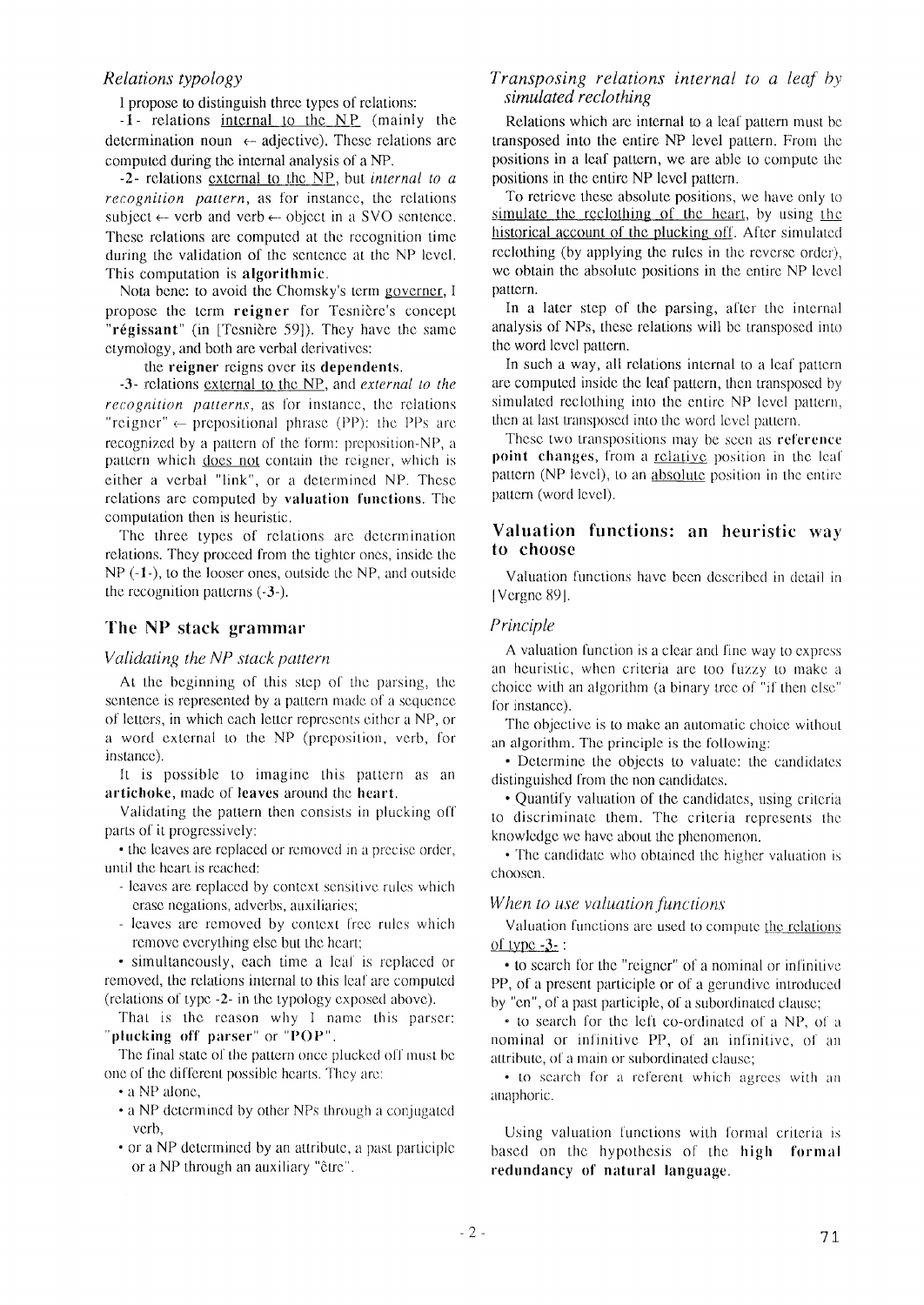### *Relations typology*

I propose to distinguish three types of relations:

-**1**- relations internal to the NP (mainly the determination noun ← adjective). These relations are computed during the internal analysis of a NP.

-**2**- relations external to the NP, but *internal to a recognition pattern*, as for instance, the relations subject ← verb and verb ← object in a SVO sentence. These relations are computed at the recognition time during the validation of the sentence at the NP level. This computation is **algorithmic**.

Nota bene: to avoid the Chomsky's term governer, I propose the term **reigner** for Tesnière's concept "**régissant**" (in [Tesnière 59]). They have the same etymology, and both are verbal derivatives:

the **reigner** reigns over its **dependents**.

-**3**- relations external to the NP, and *external to the recognition patterns*, as for instance, the relations "reigner" ← prepositional phrase (PP): the PPs are recognized by a pattern of the form: preposition-NP, a pattern which does not contain the reigner, which is either a verbal "link", or a determined NP. These relations are computed by **valuation functions**. The computation then is heuristic.

The three types of relations are determination relations. They proceed from the tighter ones, inside the NP (-**1**-), to the looser ones, outside the NP, and outside the recognition patterns (-**3**-).

## The NP stack grammar

### *Validating the NP stack pattern*

At the beginning of this step of the parsing, the sentence is represented by a pattern made of a sequence of letters, in which each letter represents either a NP, or a word external to the NP (preposition, verb, for instance).

It is possible to imagine this pattern as an **artichoke**, made of **leaves** around the **heart**.

Validating the pattern then consists in plucking off parts of it progressively:

- the leaves are replaced or removed in a precise order, until the heart is reached:
  - leaves are replaced by context sensitive rules which erase negations, adverbs, auxiliaries;
  - leaves are removed by context free rules which remove everything else but the heart;
- simultaneously, each time a leaf is replaced or removed, the relations internal to this leaf are computed (relations of type -2- in the typology exposed above).

That is the reason why I name this parser: "**plucking off parser**" or "**POP**".

The final state of the pattern once plucked off must be one of the different possible hearts. They are:

- a NP alone,
- a NP determined by other NPs through a conjugated verb,
- or a NP determined by an attribute, a past participle or a NP through an auxiliary "être".

### *Transposing relations internal to a leaf by simulated reclothing*

Relations which are internal to a leaf pattern must be transposed into the entire NP level pattern. From the positions in a leaf pattern, we are able to compute the positions in the entire NP level pattern.

To retrieve these absolute positions, we have only to simulate the reclothing of the heart, by using the historical account of the plucking off. After simulated reclothing (by applying the rules in the reverse order), we obtain the absolute positions in the entire NP level pattern.

In a later step of the parsing, after the internal analysis of NPs, these relations will be transposed into the word level pattern.

In such a way, all relations internal to a leaf pattern are computed inside the leaf pattern, then transposed by simulated reclothing into the entire NP level pattern, then at last transposed into the word level pattern.

These two transpositions may be seen as **reference point changes**, from a relative position in the leaf pattern (NP level), to an absolute position in the entire pattern (word level).

## Valuation functions: an heuristic way to choose

Valuation functions have been described in detail in [Vergne 89].

### *Principle*

A valuation function is a clear and fine way to express an heuristic, when criteria are too fuzzy to make a choice with an algorithm (a binary tree of "if then else" for instance).

The objective is to make an automatic choice without an algorithm. The principle is the following:

- Determine the objects to valuate: the candidates distinguished from the non candidates.
- Quantify valuation of the candidates, using criteria to discriminate them. The criteria represents the knowledge we have about the phenomenon.
- The candidate who obtained the higher valuation is choosen.

### *When to use valuation functions*

Valuation functions are used to compute the relations of type -3- :

- to search for the "reigner" of a nominal or infinitive PP, of a present participle or of a gerundive introduced by "en", of a past participle, of a subordinated clause;
- to search for the left co-ordinated of a NP, of a nominal or infinitive PP, of an infinitive, of an attribute, of a main or subordinated clause;
- to search for a referent which agrees with an anaphoric.

Using valuation functions with formal criteria is based on the hypothesis of the **high formal redundancy of natural language**.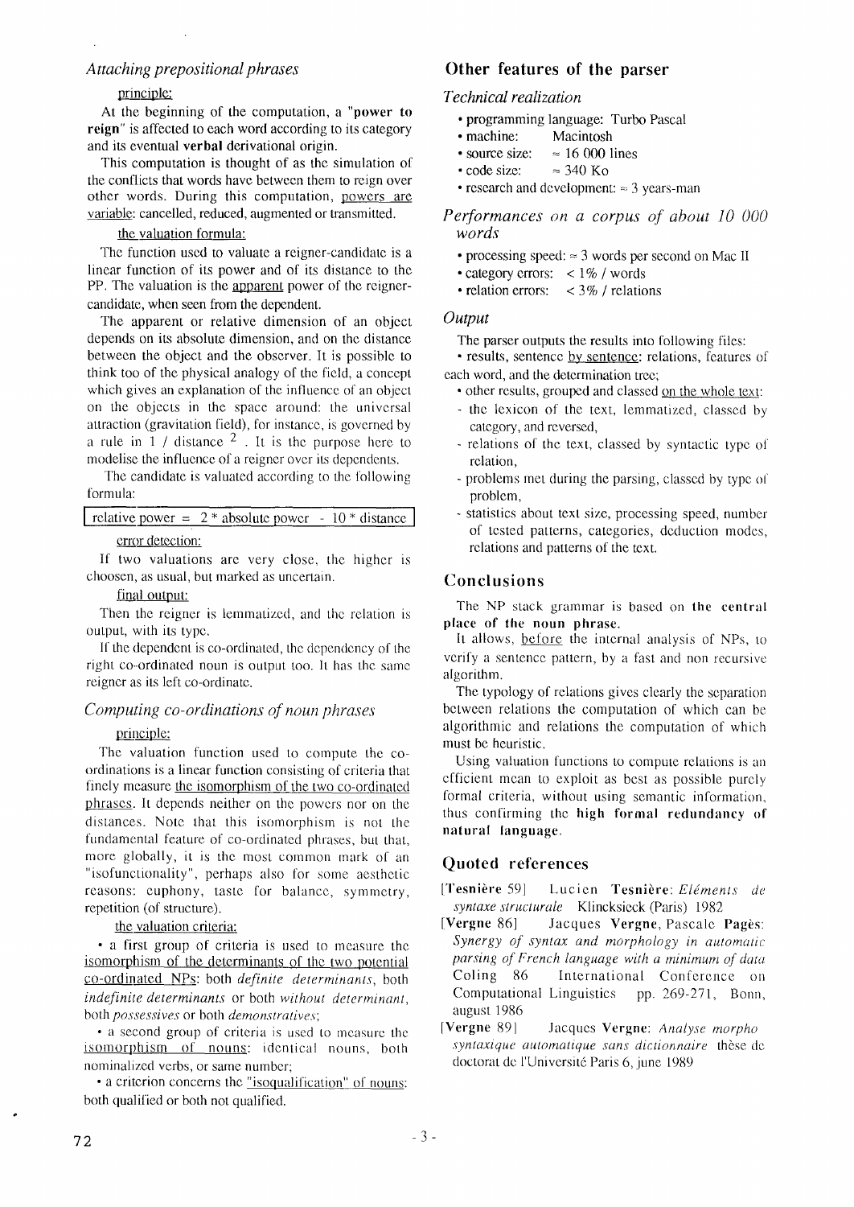### *Attaching prepositional phrases*

principle:

At the beginning of the computation, a "**power to reign**" is affected to each word according to its category and its eventual **verbal** derivational origin.

This computation is thought of as the simulation of the conflicts that words have between them to reign over other words. During this computation, powers are variable: cancelled, reduced, augmented or transmitted.

the valuation formula:

The function used to valuate a reigner-candidate is a linear function of its power and of its distance to the PP. The valuation is the apparent power of the reigner-candidate, when seen from the dependent.

The apparent or relative dimension of an object depends on its absolute dimension, and on the distance between the object and the observer. It is possible to think too of the physical analogy of the field, a concept which gives an explanation of the influence of an object on the objects in the space around: the universal attraction (gravitation field), for instance, is governed by a rule in $1 / \text{distance}^2$. It is the purpose here to modelise the influence of a reigner over its dependents.

The candidate is valuated according to the following formula:

$$\text{relative power} = 2 * \text{absolute power} - 10 * \text{distance}$$

error detection:

If two valuations are very close, the higher is choosen, as usual, but marked as uncertain.

final output:

Then the reigner is lemmatized, and the relation is output, with its type.

If the dependent is co-ordinated, the dependency of the right co-ordinated noun is output too. It has the same reigner as its left co-ordinate.

### *Computing co-ordinations of noun phrases*

principle:

The valuation function used to compute the co-ordinations is a linear function consisting of criteria that finely measure the isomorphism of the two co-ordinated phrases. It depends neither on the powers nor on the distances. Note that this isomorphism is not the fundamental feature of co-ordinated phrases, but that, more globally, it is the most common mark of an "isofunctionality", perhaps also for some aesthetic reasons: euphony, taste for balance, symmetry, repetition (of structure).

the valuation criteria:

- a first group of criteria is used to measure the isomorphism of the determinants of the two potential co-ordinated NPs: both *definite determinants*, both *indefinite determinants* or both *without determinant*, both *possessives* or both *demonstratives*;
- a second group of criteria is used to measure the isomorphism of nouns: identical nouns, both nominalized verbs, or same number;
- a criterion concerns the "isoqualification" of nouns: both qualified or both not qualified.

## Other features of the parser

### *Technical realization*

- programming language: Turbo Pascal
- machine: Macintosh
- source size: ≈ 16 000 lines
- code size: ≈ 340 Ko
- research and development: ≈ 3 years-man

### *Performances on a corpus of about 10 000 words*

- processing speed: ≈ 3 words per second on Mac II
- category errors: < 1% / words
- relation errors: < 3% / relations

### *Output*

The parser outputs the results into following files:

- results, sentence by sentence: relations, features of each word, and the determination tree;
- other results, grouped and classed on the whole text:
  - the lexicon of the text, lemmatized, classed by category, and reversed,
  - relations of the text, classed by syntactic type of relation,
  - problems met during the parsing, classed by type of problem,
  - statistics about text size, processing speed, number of tested patterns, categories, deduction modes, relations and patterns of the text.

## Conclusions

The NP stack grammar is based on **the central place of the noun phrase**.

It allows, before the internal analysis of NPs, to verify a sentence pattern, by a fast and non recursive algorithm.

The typology of relations gives clearly the separation between relations the computation of which can be algorithmic and relations the computation of which must be heuristic.

Using valuation functions to compute relations is an efficient mean to exploit as best as possible purely formal criteria, without using semantic information, thus confirming the **high formal redundancy of natural language**.

## Quoted references

[**Tesnière** 59] Lucien **Tesnière**: *Eléments de syntaxe structurale* Klincksieck (Paris) 1982

[**Vergne** 86] Jacques **Vergne**, Pascale **Pagès**: *Synergy of syntax and morphology in automatic parsing of French language with a minimum of data* Coling 86 International Conference on Computational Linguistics pp. 269-271, Bonn, august 1986

[**Vergne** 89] Jacques **Vergne**: *Analyse morpho syntaxique automatique sans dictionnaire* thèse de doctorat de l'Université Paris 6, june 1989